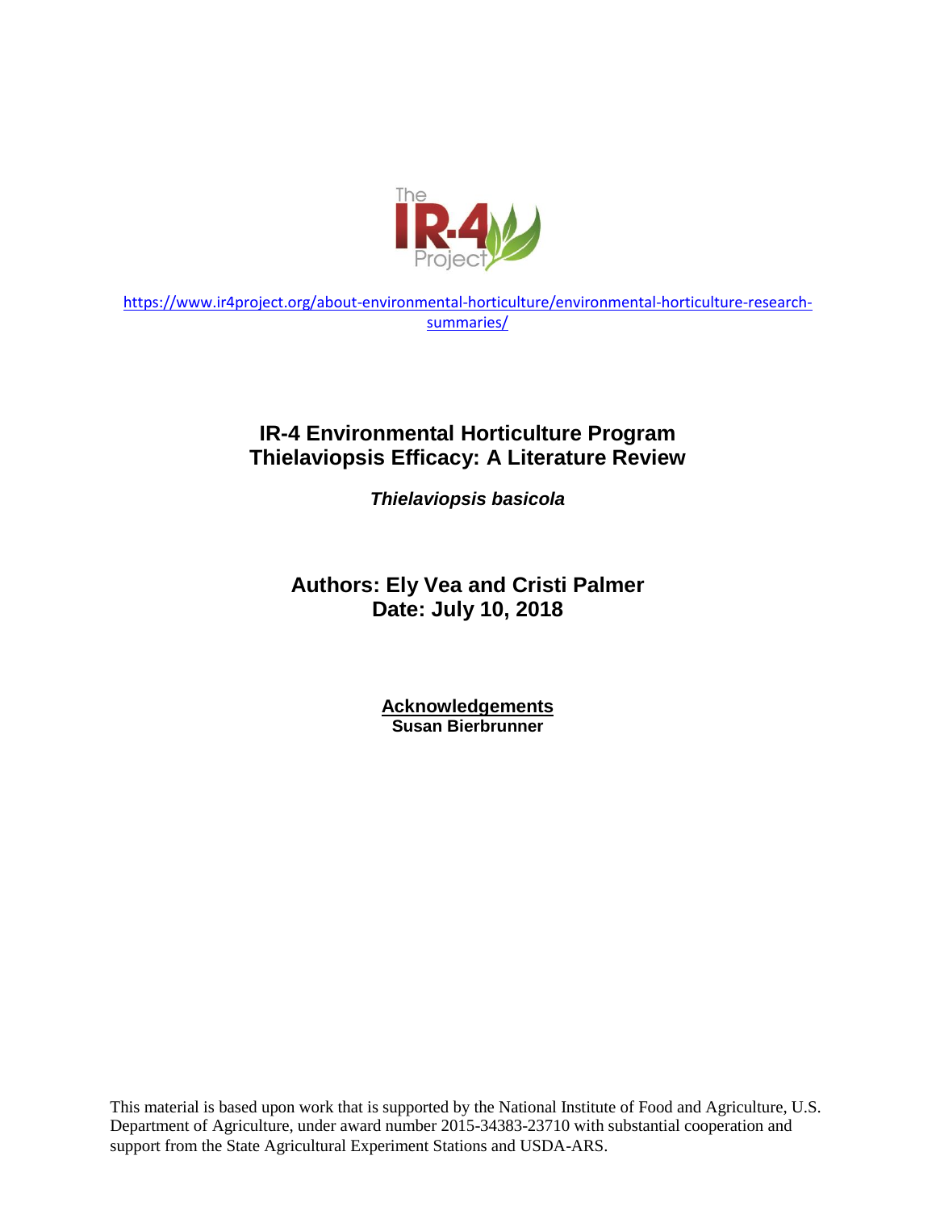https://www.ir4project.org/about-environmental-horticulture/environmental-horticulture-research-summaries/

# IR-4 Environmental Horticulture Program
# Thielaviopsis Efficacy: A Literature Review

***Thielaviopsis basicola***

**Authors: Ely Vea and Cristi Palmer**
**Date: July 10, 2018**

**Acknowledgements**
**Susan Bierbrunner**

This material is based upon work that is supported by the National Institute of Food and Agriculture, U.S. Department of Agriculture, under award number 2015-34383-23710 with substantial cooperation and support from the State Agricultural Experiment Stations and USDA-ARS.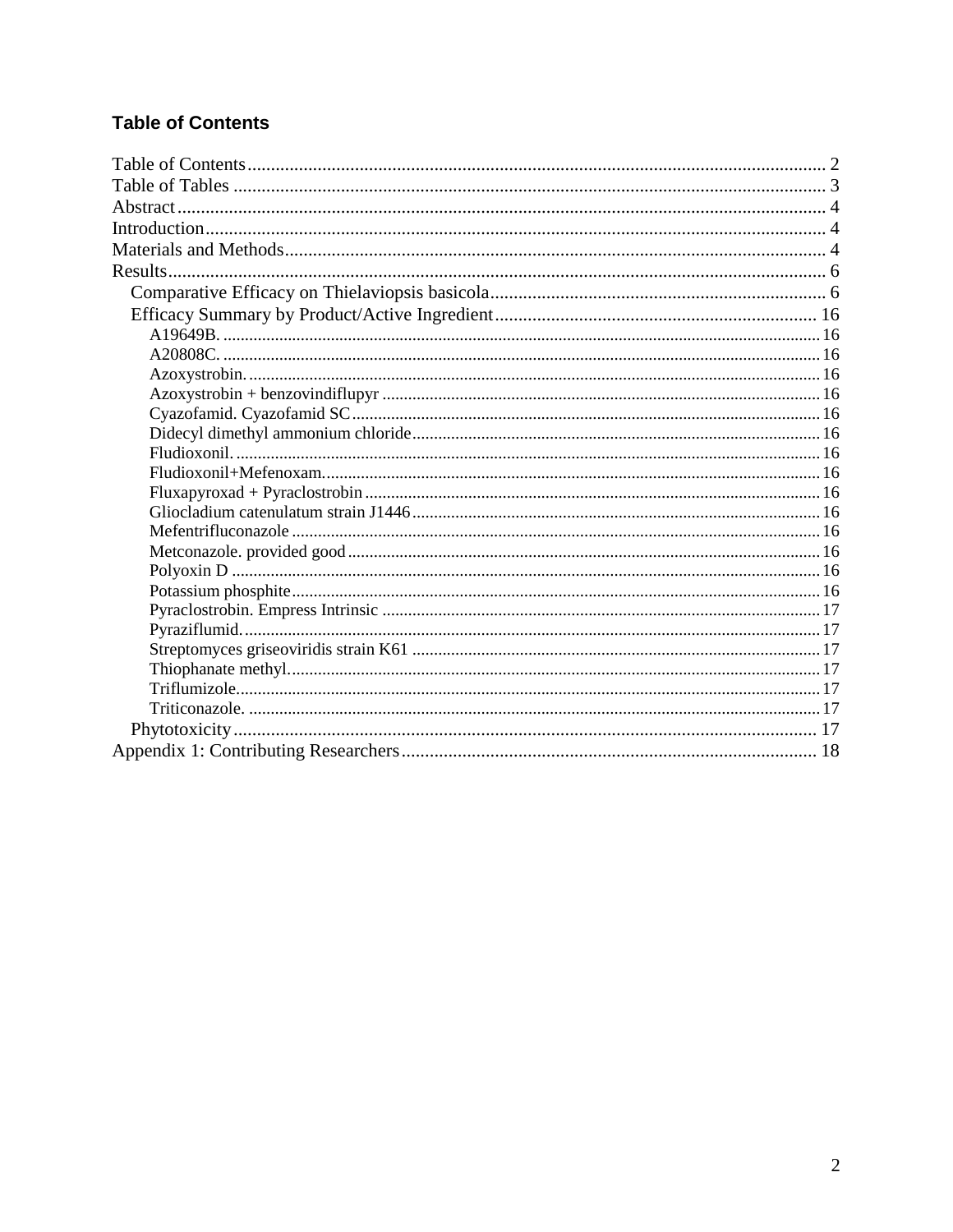## Table of Contents

- Table of Contents ........ 2
- Table of Tables ........ 3
- Abstract ........ 4
- Introduction ........ 4
- Materials and Methods ........ 4
- Results ........ 6
  - Comparative Efficacy on Thielaviopsis basicola ........ 6
  - Efficacy Summary by Product/Active Ingredient ........ 16
    - A19649B. ........ 16
    - A20808C. ........ 16
    - Azoxystrobin. ........ 16
    - Azoxystrobin + benzovindiflupyr ........ 16
    - Cyazofamid. Cyazofamid SC ........ 16
    - Didecyl dimethyl ammonium chloride ........ 16
    - Fludioxonil. ........ 16
    - Fludioxonil+Mefenoxam. ........ 16
    - Fluxapyroxad + Pyraclostrobin ........ 16
    - Gliocladium catenulatum strain J1446 ........ 16
    - Mefentrifluconazole ........ 16
    - Metconazole. provided good ........ 16
    - Polyoxin D ........ 16
    - Potassium phosphite ........ 16
    - Pyraclostrobin. Empress Intrinsic ........ 17
    - Pyraziflumid. ........ 17
    - Streptomyces griseoviridis strain K61 ........ 17
    - Thiophanate methyl. ........ 17
    - Triflumizole ........ 17
    - Triticonazole. ........ 17
  - Phytotoxicity ........ 17
- Appendix 1: Contributing Researchers ........ 18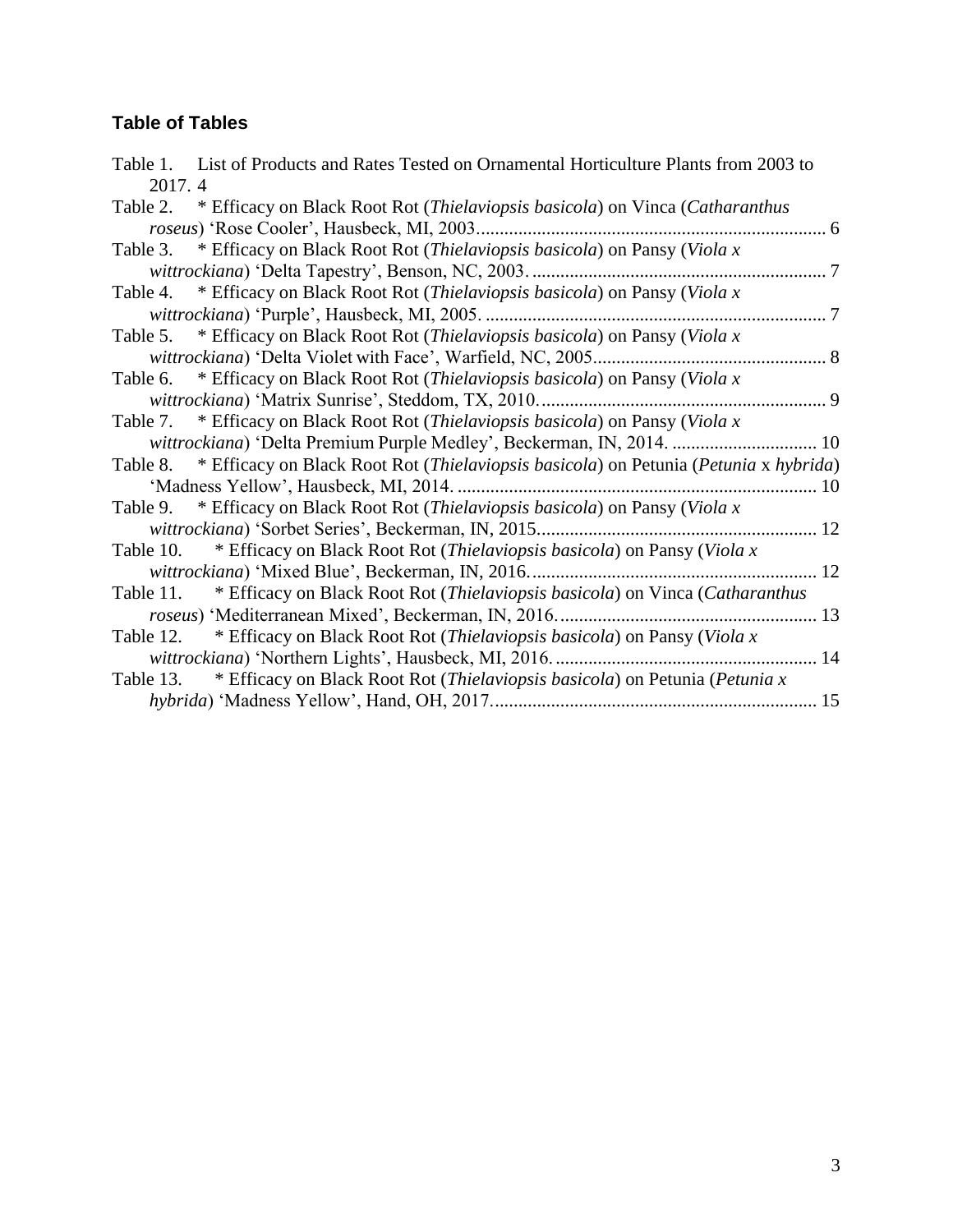## Table of Tables

Table 1. List of Products and Rates Tested on Ornamental Horticulture Plants from 2003 to 2017. 4

Table 2. * Efficacy on Black Root Rot (*Thielaviopsis basicola*) on Vinca (*Catharanthus roseus*) 'Rose Cooler', Hausbeck, MI, 2003 .......... 6

Table 3. * Efficacy on Black Root Rot (*Thielaviopsis basicola*) on Pansy (*Viola x wittrockiana*) 'Delta Tapestry', Benson, NC, 2003. .......... 7

Table 4. * Efficacy on Black Root Rot (*Thielaviopsis basicola*) on Pansy (*Viola x wittrockiana*) 'Purple', Hausbeck, MI, 2005. .......... 7

Table 5. * Efficacy on Black Root Rot (*Thielaviopsis basicola*) on Pansy (*Viola x wittrockiana*) 'Delta Violet with Face', Warfield, NC, 2005 .......... 8

Table 6. * Efficacy on Black Root Rot (*Thielaviopsis basicola*) on Pansy (*Viola x wittrockiana*) 'Matrix Sunrise', Steddom, TX, 2010. .......... 9

Table 7. * Efficacy on Black Root Rot (*Thielaviopsis basicola*) on Pansy (*Viola x wittrockiana*) 'Delta Premium Purple Medley', Beckerman, IN, 2014. .......... 10

Table 8. * Efficacy on Black Root Rot (*Thielaviopsis basicola*) on Petunia (*Petunia* x *hybrida*) 'Madness Yellow', Hausbeck, MI, 2014. .......... 10

Table 9. * Efficacy on Black Root Rot (*Thielaviopsis basicola*) on Pansy (*Viola x wittrockiana*) 'Sorbet Series', Beckerman, IN, 2015 .......... 12

Table 10. * Efficacy on Black Root Rot (*Thielaviopsis basicola*) on Pansy (*Viola x wittrockiana*) 'Mixed Blue', Beckerman, IN, 2016. .......... 12

Table 11. * Efficacy on Black Root Rot (*Thielaviopsis basicola*) on Vinca (*Catharanthus roseus*) 'Mediterranean Mixed', Beckerman, IN, 2016. .......... 13

Table 12. * Efficacy on Black Root Rot (*Thielaviopsis basicola*) on Pansy (*Viola x wittrockiana*) 'Northern Lights', Hausbeck, MI, 2016. .......... 14

Table 13. * Efficacy on Black Root Rot (*Thielaviopsis basicola*) on Petunia (*Petunia x hybrida*) 'Madness Yellow', Hand, OH, 2017 .......... 15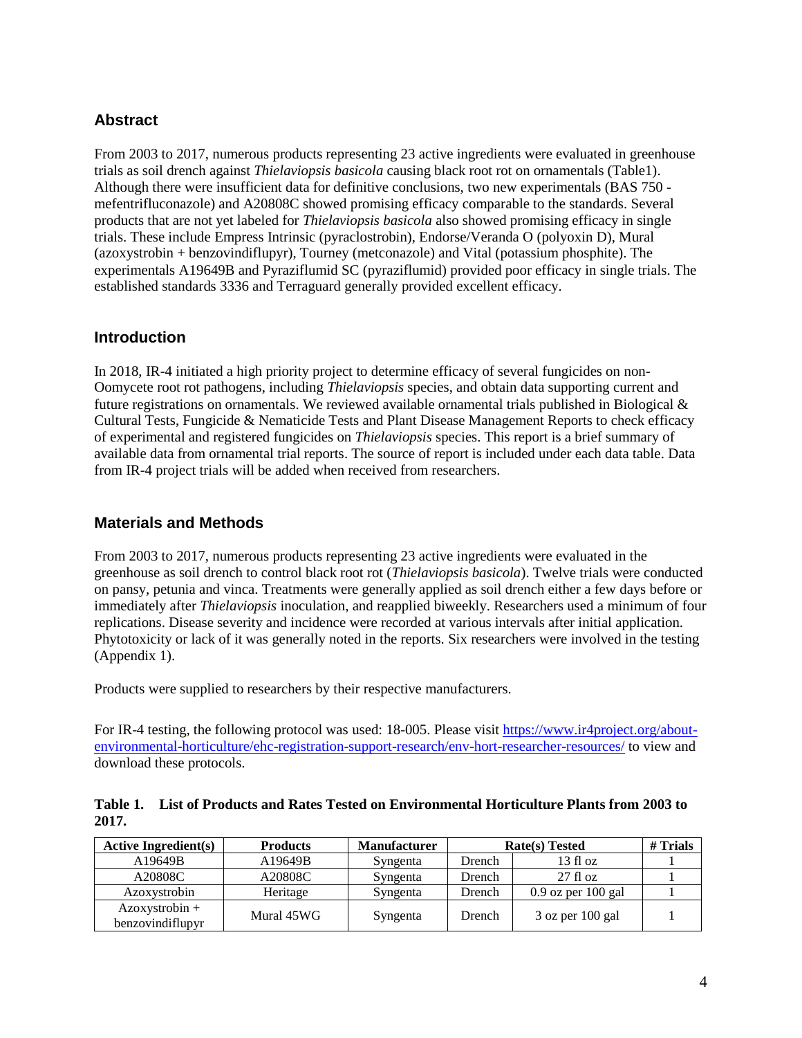## Abstract

From 2003 to 2017, numerous products representing 23 active ingredients were evaluated in greenhouse trials as soil drench against *Thielaviopsis basicola* causing black root rot on ornamentals (Table1). Although there were insufficient data for definitive conclusions, two new experimentals (BAS 750 - mefentrifluconazole) and A20808C showed promising efficacy comparable to the standards. Several products that are not yet labeled for *Thielaviopsis basicola* also showed promising efficacy in single trials. These include Empress Intrinsic (pyraclostrobin), Endorse/Veranda O (polyoxin D), Mural (azoxystrobin + benzovindiflupyr), Tourney (metconazole) and Vital (potassium phosphite). The experimentals A19649B and Pyraziflumid SC (pyraziflumid) provided poor efficacy in single trials. The established standards 3336 and Terraguard generally provided excellent efficacy.

## Introduction

In 2018, IR-4 initiated a high priority project to determine efficacy of several fungicides on non-Oomycete root rot pathogens, including *Thielaviopsis* species, and obtain data supporting current and future registrations on ornamentals. We reviewed available ornamental trials published in Biological & Cultural Tests, Fungicide & Nematicide Tests and Plant Disease Management Reports to check efficacy of experimental and registered fungicides on *Thielaviopsis* species. This report is a brief summary of available data from ornamental trial reports. The source of report is included under each data table. Data from IR-4 project trials will be added when received from researchers.

## Materials and Methods

From 2003 to 2017, numerous products representing 23 active ingredients were evaluated in the greenhouse as soil drench to control black root rot (*Thielaviopsis basicola*). Twelve trials were conducted on pansy, petunia and vinca. Treatments were generally applied as soil drench either a few days before or immediately after *Thielaviopsis* inoculation, and reapplied biweekly. Researchers used a minimum of four replications. Disease severity and incidence were recorded at various intervals after initial application. Phytotoxicity or lack of it was generally noted in the reports. Six researchers were involved in the testing (Appendix 1).

Products were supplied to researchers by their respective manufacturers.

For IR-4 testing, the following protocol was used: 18-005. Please visit https://www.ir4project.org/about-environmental-horticulture/ehc-registration-support-research/env-hort-researcher-resources/ to view and download these protocols.

**Table 1. List of Products and Rates Tested on Environmental Horticulture Plants from 2003 to 2017.**

| Active Ingredient(s) | Products | Manufacturer | Rate(s) Tested | | # Trials |
|---|---|---|---|---|---|
| A19649B | A19649B | Syngenta | Drench | 13 fl oz | 1 |
| A20808C | A20808C | Syngenta | Drench | 27 fl oz | 1 |
| Azoxystrobin | Heritage | Syngenta | Drench | 0.9 oz per 100 gal | 1 |
| Azoxystrobin + benzovindiflupyr | Mural 45WG | Syngenta | Drench | 3 oz per 100 gal | 1 |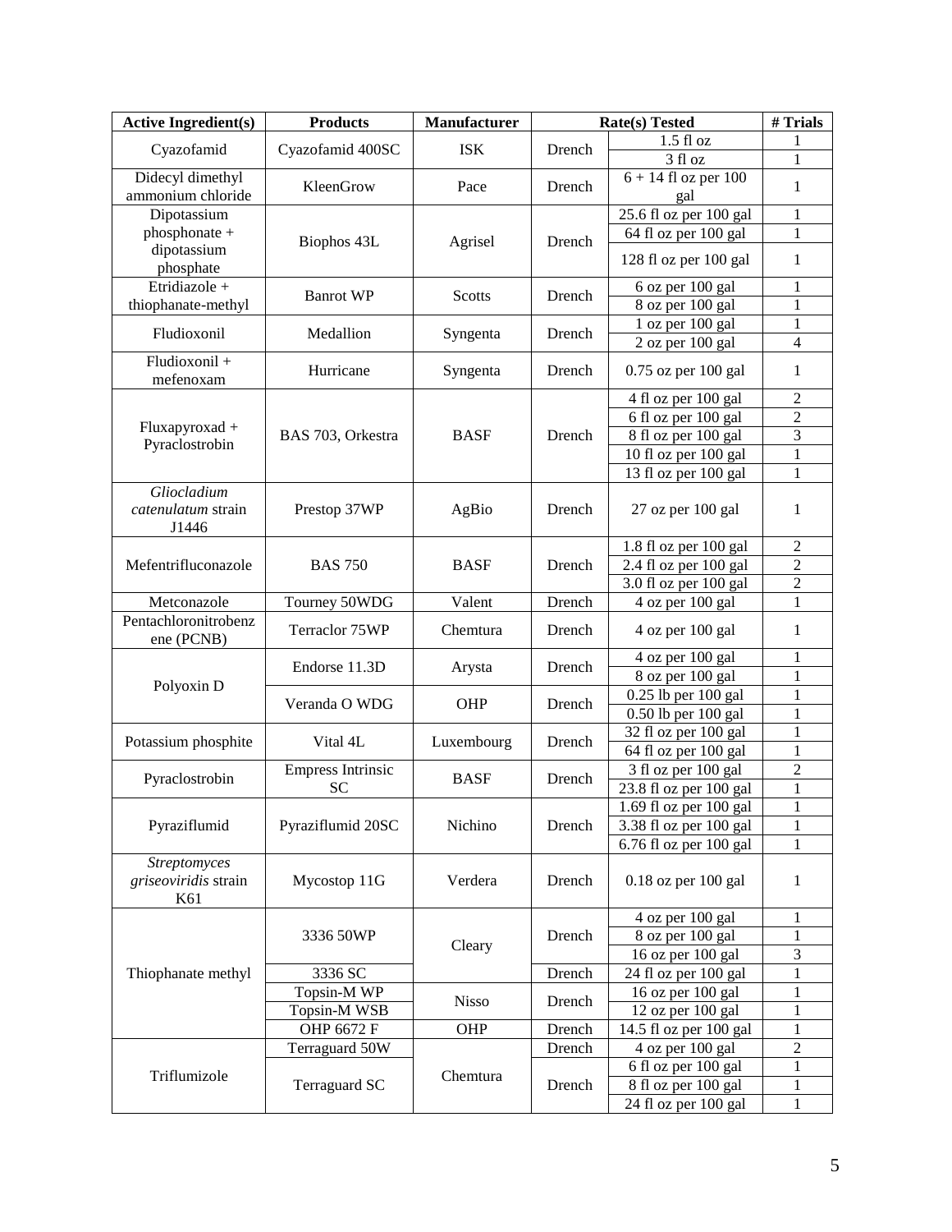| Active Ingredient(s) | Products | Manufacturer | Rate(s) Tested | | # Trials |
|---|---|---|---|---|---|
| Cyazofamid | Cyazofamid 400SC | ISK | Drench | 1.5 fl oz | 1 |
| | | | | 3 fl oz | 1 |
| Didecyl dimethyl ammonium chloride | KleenGrow | Pace | Drench | 6 + 14 fl oz per 100 gal | 1 |
| Dipotassium phosphonate + dipotassium phosphate | Biophos 43L | Agrisel | Drench | 25.6 fl oz per 100 gal | 1 |
| | | | | 64 fl oz per 100 gal | 1 |
| | | | | 128 fl oz per 100 gal | 1 |
| Etridiazole + thiophanate-methyl | Banrot WP | Scotts | Drench | 6 oz per 100 gal | 1 |
| | | | | 8 oz per 100 gal | 1 |
| Fludioxonil | Medallion | Syngenta | Drench | 1 oz per 100 gal | 1 |
| | | | | 2 oz per 100 gal | 4 |
| Fludioxonil + mefenoxam | Hurricane | Syngenta | Drench | 0.75 oz per 100 gal | 1 |
| Fluxapyroxad + Pyraclostrobin | BAS 703, Orkestra | BASF | Drench | 4 fl oz per 100 gal | 2 |
| | | | | 6 fl oz per 100 gal | 2 |
| | | | | 8 fl oz per 100 gal | 3 |
| | | | | 10 fl oz per 100 gal | 1 |
| | | | | 13 fl oz per 100 gal | 1 |
| *Gliocladium catenulatum* strain J1446 | Prestop 37WP | AgBio | Drench | 27 oz per 100 gal | 1 |
| Mefentrifluconazole | BAS 750 | BASF | Drench | 1.8 fl oz per 100 gal | 2 |
| | | | | 2.4 fl oz per 100 gal | 2 |
| | | | | 3.0 fl oz per 100 gal | 2 |
| Metconazole | Tourney 50WDG | Valent | Drench | 4 oz per 100 gal | 1 |
| Pentachloronitrobenzene (PCNB) | Terraclor 75WP | Chemtura | Drench | 4 oz per 100 gal | 1 |
| Polyoxin D | Endorse 11.3D | Arysta | Drench | 4 oz per 100 gal | 1 |
| | | | | 8 oz per 100 gal | 1 |
| | Veranda O WDG | OHP | Drench | 0.25 lb per 100 gal | 1 |
| | | | | 0.50 lb per 100 gal | 1 |
| Potassium phosphite | Vital 4L | Luxembourg | Drench | 32 fl oz per 100 gal | 1 |
| | | | | 64 fl oz per 100 gal | 1 |
| Pyraclostrobin | Empress Intrinsic SC | BASF | Drench | 3 fl oz per 100 gal | 2 |
| | | | | 23.8 fl oz per 100 gal | 1 |
| Pyraziflumid | Pyraziflumid 20SC | Nichino | Drench | 1.69 fl oz per 100 gal | 1 |
| | | | | 3.38 fl oz per 100 gal | 1 |
| | | | | 6.76 fl oz per 100 gal | 1 |
| *Streptomyces griseoviridis* strain K61 | Mycostop 11G | Verdera | Drench | 0.18 oz per 100 gal | 1 |
| Thiophanate methyl | 3336 50WP | Cleary | Drench | 4 oz per 100 gal | 1 |
| | | | | 8 oz per 100 gal | 1 |
| | | | | 16 oz per 100 gal | 3 |
| | 3336 SC | | Drench | 24 fl oz per 100 gal | 1 |
| | Topsin-M WP | Nisso | Drench | 16 oz per 100 gal | 1 |
| | Topsin-M WSB | | | 12 oz per 100 gal | 1 |
| | OHP 6672 F | OHP | Drench | 14.5 fl oz per 100 gal | 1 |
| Triflumizole | Terraguard 50W | Chemtura | Drench | 4 oz per 100 gal | 2 |
| | Terraguard SC | | Drench | 6 fl oz per 100 gal | 1 |
| | | | | 8 fl oz per 100 gal | 1 |
| | | | | 24 fl oz per 100 gal | 1 |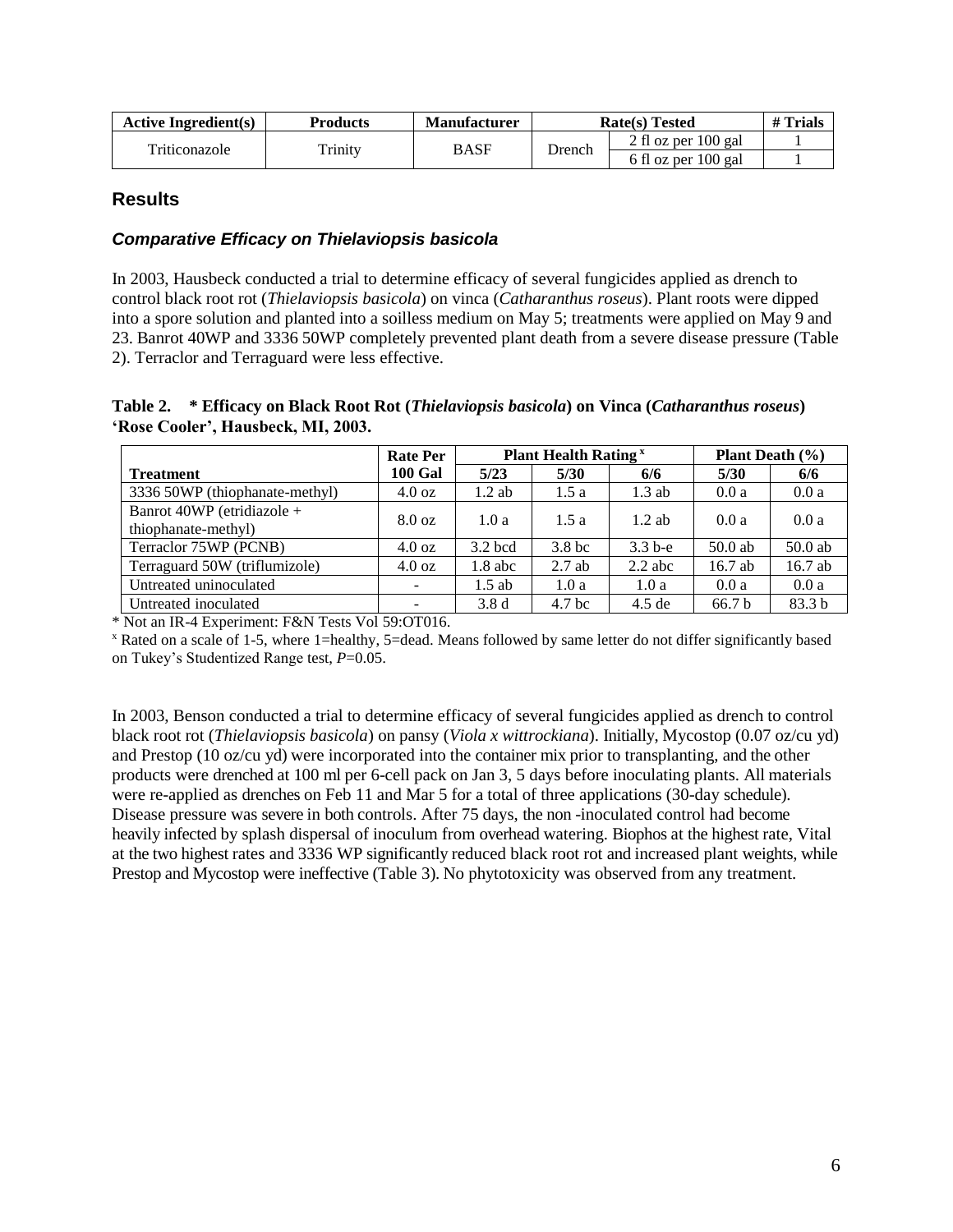| Active Ingredient(s) | Products | Manufacturer | Rate(s) Tested | | # Trials |
|---|---|---|---|---|---|
| Triticonazole | Trinity | BASF | Drench | 2 fl oz per 100 gal | 1 |
| | | | | 6 fl oz per 100 gal | 1 |

## Results

### *Comparative Efficacy on Thielaviopsis basicola*

In 2003, Hausbeck conducted a trial to determine efficacy of several fungicides applied as drench to control black root rot (*Thielaviopsis basicola*) on vinca (*Catharanthus roseus*). Plant roots were dipped into a spore solution and planted into a soilless medium on May 5; treatments were applied on May 9 and 23. Banrot 40WP and 3336 50WP completely prevented plant death from a severe disease pressure (Table 2). Terraclor and Terraguard were less effective.

**Table 2. * Efficacy on Black Root Rot (*Thielaviopsis basicola*) on Vinca (*Catharanthus roseus*) 'Rose Cooler', Hausbeck, MI, 2003.**

| Treatment | Rate Per 100 Gal | Plant Health Rating [x] | | | Plant Death (%) | |
|---|---|---|---|---|---|---|
| | | 5/23 | 5/30 | 6/6 | 5/30 | 6/6 |
| 3336 50WP (thiophanate-methyl) | 4.0 oz | 1.2 ab | 1.5 a | 1.3 ab | 0.0 a | 0.0 a |
| Banrot 40WP (etridiazole + thiophanate-methyl) | 8.0 oz | 1.0 a | 1.5 a | 1.2 ab | 0.0 a | 0.0 a |
| Terraclor 75WP (PCNB) | 4.0 oz | 3.2 bcd | 3.8 bc | 3.3 b-e | 50.0 ab | 50.0 ab |
| Terraguard 50W (triflumizole) | 4.0 oz | 1.8 abc | 2.7 ab | 2.2 abc | 16.7 ab | 16.7 ab |
| Untreated uninoculated | - | 1.5 ab | 1.0 a | 1.0 a | 0.0 a | 0.0 a |
| Untreated inoculated | - | 3.8 d | 4.7 bc | 4.5 de | 66.7 b | 83.3 b |

* Not an IR-4 Experiment: F&N Tests Vol 59:OT016.

[x] Rated on a scale of 1-5, where 1=healthy, 5=dead. Means followed by same letter do not differ significantly based on Tukey's Studentized Range test, *P*=0.05.

In 2003, Benson conducted a trial to determine efficacy of several fungicides applied as drench to control black root rot (*Thielaviopsis basicola*) on pansy (*Viola x wittrockiana*). Initially, Mycostop (0.07 oz/cu yd) and Prestop (10 oz/cu yd) were incorporated into the container mix prior to transplanting, and the other products were drenched at 100 ml per 6-cell pack on Jan 3, 5 days before inoculating plants. All materials were re-applied as drenches on Feb 11 and Mar 5 for a total of three applications (30-day schedule). Disease pressure was severe in both controls. After 75 days, the non -inoculated control had become heavily infected by splash dispersal of inoculum from overhead watering. Biophos at the highest rate, Vital at the two highest rates and 3336 WP significantly reduced black root rot and increased plant weights, while Prestop and Mycostop were ineffective (Table 3). No phytotoxicity was observed from any treatment.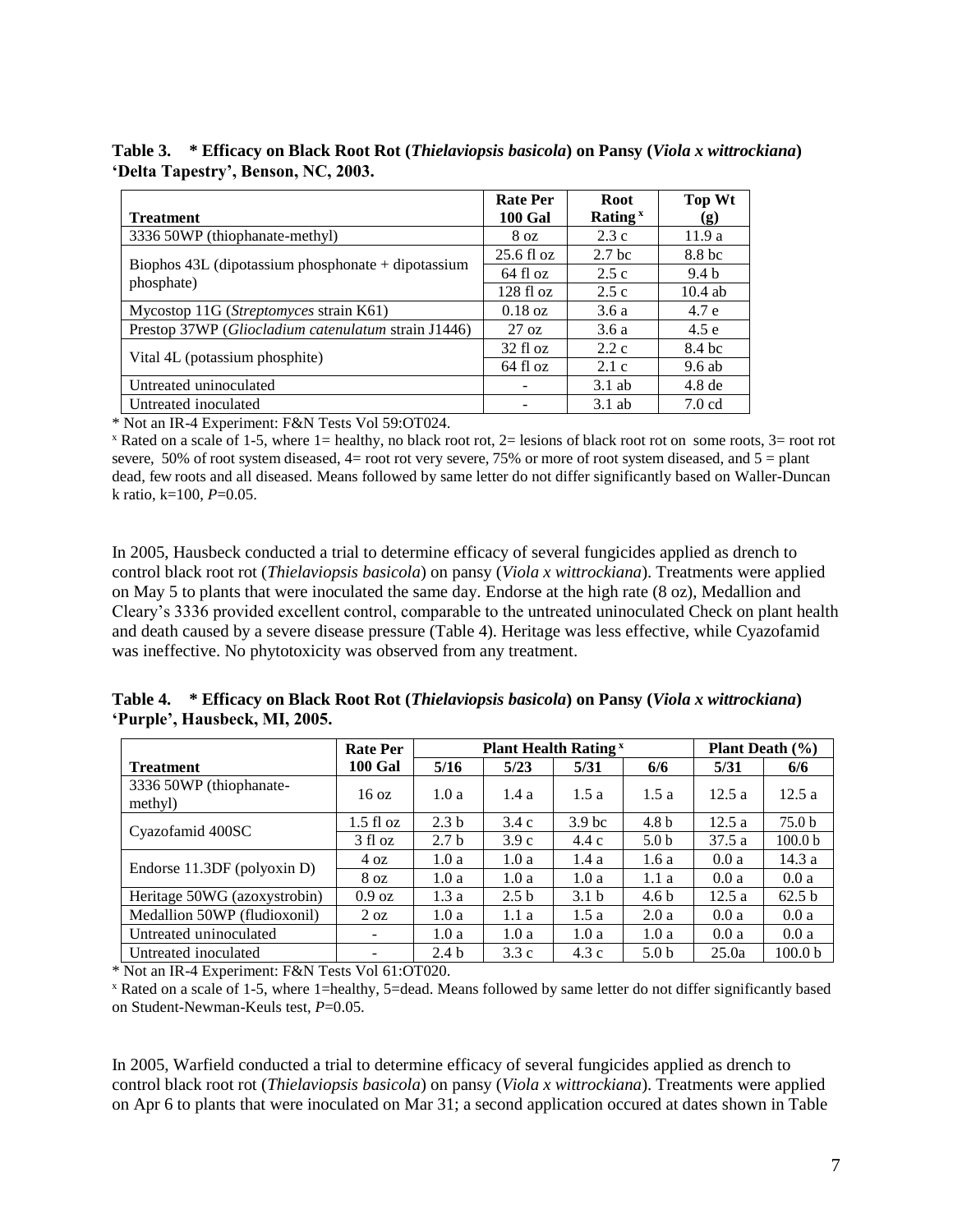**Table 3. * Efficacy on Black Root Rot (*Thielaviopsis basicola*) on Pansy (*Viola x wittrockiana*) 'Delta Tapestry', Benson, NC, 2003.**

| Treatment | Rate Per 100 Gal | Root Rating [x] | Top Wt (g) |
|---|---|---|---|
| 3336 50WP (thiophanate-methyl) | 8 oz | 2.3 c | 11.9 a |
| Biophos 43L (dipotassium phosphonate + dipotassium phosphate) | 25.6 fl oz | 2.7 bc | 8.8 bc |
| | 64 fl oz | 2.5 c | 9.4 b |
| | 128 fl oz | 2.5 c | 10.4 ab |
| Mycostop 11G (*Streptomyces* strain K61) | 0.18 oz | 3.6 a | 4.7 e |
| Prestop 37WP (*Gliocladium catenulatum* strain J1446) | 27 oz | 3.6 a | 4.5 e |
| Vital 4L (potassium phosphite) | 32 fl oz | 2.2 c | 8.4 bc |
| | 64 fl oz | 2.1 c | 9.6 ab |
| Untreated uninoculated | - | 3.1 ab | 4.8 de |
| Untreated inoculated | - | 3.1 ab | 7.0 cd |

* Not an IR-4 Experiment: F&N Tests Vol 59:OT024.

[x] Rated on a scale of 1-5, where 1= healthy, no black root rot, 2= lesions of black root rot on some roots, 3= root rot severe, 50% of root system diseased, 4= root rot very severe, 75% or more of root system diseased, and 5 = plant dead, few roots and all diseased. Means followed by same letter do not differ significantly based on Waller-Duncan k ratio, k=100, *P*=0.05.

In 2005, Hausbeck conducted a trial to determine efficacy of several fungicides applied as drench to control black root rot (*Thielaviopsis basicola*) on pansy (*Viola x wittrockiana*). Treatments were applied on May 5 to plants that were inoculated the same day. Endorse at the high rate (8 oz), Medallion and Cleary's 3336 provided excellent control, comparable to the untreated uninoculated Check on plant health and death caused by a severe disease pressure (Table 4). Heritage was less effective, while Cyazofamid was ineffective. No phytotoxicity was observed from any treatment.

**Table 4. * Efficacy on Black Root Rot (*Thielaviopsis basicola*) on Pansy (*Viola x wittrockiana*) 'Purple', Hausbeck, MI, 2005.**

| Treatment | Rate Per 100 Gal | Plant Health Rating [x] | | | | Plant Death (%) | |
|---|---|---|---|---|---|---|---|
| | | 5/16 | 5/23 | 5/31 | 6/6 | 5/31 | 6/6 |
| 3336 50WP (thiophanate-methyl) | 16 oz | 1.0 a | 1.4 a | 1.5 a | 1.5 a | 12.5 a | 12.5 a |
| Cyazofamid 400SC | 1.5 fl oz | 2.3 b | 3.4 c | 3.9 bc | 4.8 b | 12.5 a | 75.0 b |
| | 3 fl oz | 2.7 b | 3.9 c | 4.4 c | 5.0 b | 37.5 a | 100.0 b |
| Endorse 11.3DF (polyoxin D) | 4 oz | 1.0 a | 1.0 a | 1.4 a | 1.6 a | 0.0 a | 14.3 a |
| | 8 oz | 1.0 a | 1.0 a | 1.0 a | 1.1 a | 0.0 a | 0.0 a |
| Heritage 50WG (azoxystrobin) | 0.9 oz | 1.3 a | 2.5 b | 3.1 b | 4.6 b | 12.5 a | 62.5 b |
| Medallion 50WP (fludioxonil) | 2 oz | 1.0 a | 1.1 a | 1.5 a | 2.0 a | 0.0 a | 0.0 a |
| Untreated uninoculated | - | 1.0 a | 1.0 a | 1.0 a | 1.0 a | 0.0 a | 0.0 a |
| Untreated inoculated | - | 2.4 b | 3.3 c | 4.3 c | 5.0 b | 25.0a | 100.0 b |

* Not an IR-4 Experiment: F&N Tests Vol 61:OT020.

[x] Rated on a scale of 1-5, where 1=healthy, 5=dead. Means followed by same letter do not differ significantly based on Student-Newman-Keuls test, *P*=0.05.

In 2005, Warfield conducted a trial to determine efficacy of several fungicides applied as drench to control black root rot (*Thielaviopsis basicola*) on pansy (*Viola x wittrockiana*). Treatments were applied on Apr 6 to plants that were inoculated on Mar 31; a second application occured at dates shown in Table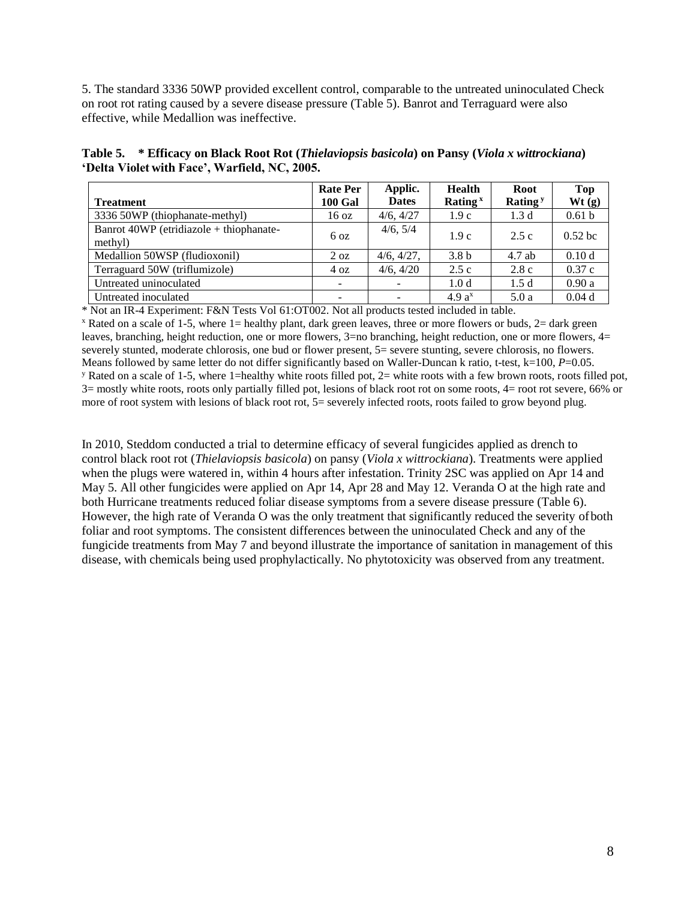5. The standard 3336 50WP provided excellent control, comparable to the untreated uninoculated Check on root rot rating caused by a severe disease pressure (Table 5). Banrot and Terraguard were also effective, while Medallion was ineffective.

**Table 5. \* Efficacy on Black Root Rot (*Thielaviopsis basicola*) on Pansy (*Viola x wittrockiana*) 'Delta Violet with Face', Warfield, NC, 2005.**

| Treatment | Rate Per 100 Gal | Applic. Dates | Health Rating [x] | Root Rating [y] | Top Wt (g) |
|---|---|---|---|---|---|
| 3336 50WP (thiophanate-methyl) | 16 oz | 4/6, 4/27 | 1.9 c | 1.3 d | 0.61 b |
| Banrot 40WP (etridiazole + thiophanate-methyl) | 6 oz | 4/6, 5/4 | 1.9 c | 2.5 c | 0.52 bc |
| Medallion 50WSP (fludioxonil) | 2 oz | 4/6, 4/27, | 3.8 b | 4.7 ab | 0.10 d |
| Terraguard 50W (triflumizole) | 4 oz | 4/6, 4/20 | 2.5 c | 2.8 c | 0.37 c |
| Untreated uninoculated | - | - | 1.0 d | 1.5 d | 0.90 a |
| Untreated inoculated | - | - | 4.9 a[x] | 5.0 a | 0.04 d |

\* Not an IR-4 Experiment: F&N Tests Vol 61:OT002. Not all products tested included in table.

[x] Rated on a scale of 1-5, where 1= healthy plant, dark green leaves, three or more flowers or buds, 2= dark green leaves, branching, height reduction, one or more flowers, 3=no branching, height reduction, one or more flowers, 4= severely stunted, moderate chlorosis, one bud or flower present, 5= severe stunting, severe chlorosis, no flowers. Means followed by same letter do not differ significantly based on Waller-Duncan k ratio, t-test, k=100, $P$=0.05.

[y] Rated on a scale of 1-5, where 1=healthy white roots filled pot, 2= white roots with a few brown roots, roots filled pot, 3= mostly white roots, roots only partially filled pot, lesions of black root rot on some roots, 4= root rot severe, 66% or more of root system with lesions of black root rot, 5= severely infected roots, roots failed to grow beyond plug.

In 2010, Steddom conducted a trial to determine efficacy of several fungicides applied as drench to control black root rot (*Thielaviopsis basicola*) on pansy (*Viola x wittrockiana*). Treatments were applied when the plugs were watered in, within 4 hours after infestation. Trinity 2SC was applied on Apr 14 and May 5. All other fungicides were applied on Apr 14, Apr 28 and May 12. Veranda O at the high rate and both Hurricane treatments reduced foliar disease symptoms from a severe disease pressure (Table 6). However, the high rate of Veranda O was the only treatment that significantly reduced the severity of both foliar and root symptoms. The consistent differences between the uninoculated Check and any of the fungicide treatments from May 7 and beyond illustrate the importance of sanitation in management of this disease, with chemicals being used prophylactically. No phytotoxicity was observed from any treatment.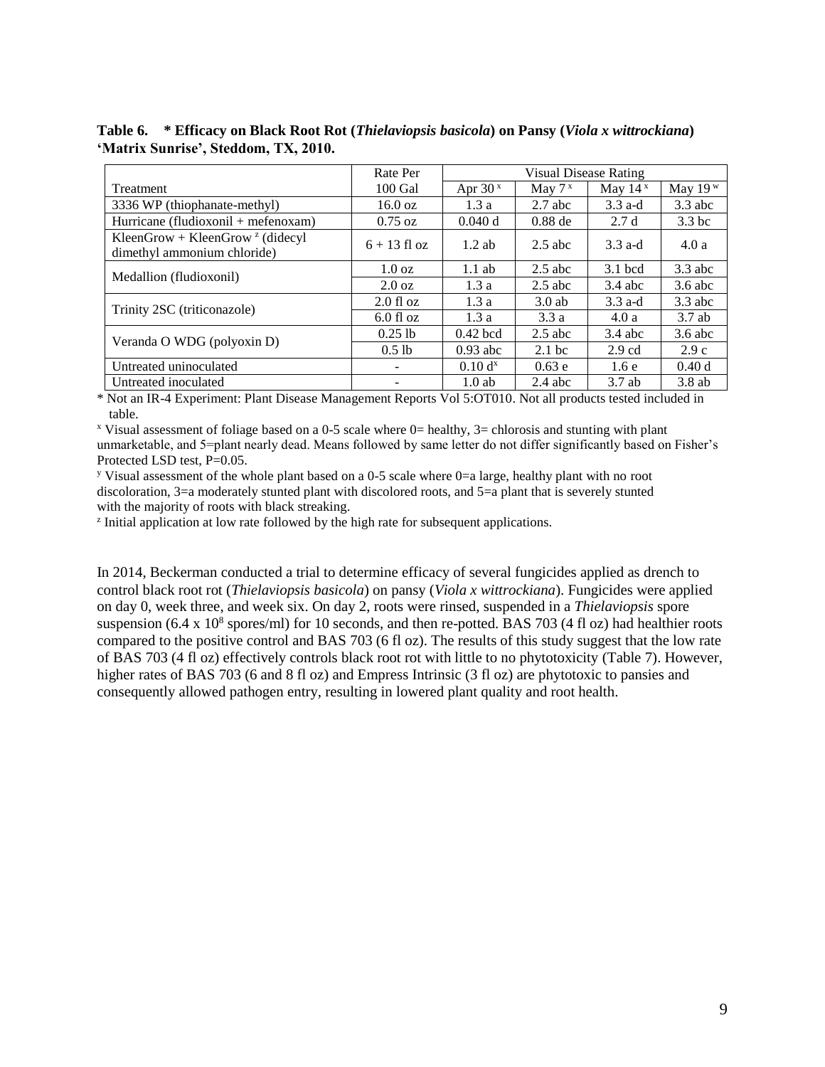**Table 6. * Efficacy on Black Root Rot (*Thielaviopsis basicola*) on Pansy (*Viola x wittrockiana*) 'Matrix Sunrise', Steddom, TX, 2010.**

| Treatment | Rate Per 100 Gal | Visual Disease Rating | | | |
|---|---|---|---|---|---|
| | | Apr 30 [x] | May 7 [x] | May 14 [x] | May 19 [w] |
| 3336 WP (thiophanate-methyl) | 16.0 oz | 1.3 a | 2.7 abc | 3.3 a-d | 3.3 abc |
| Hurricane (fludioxonil + mefenoxam) | 0.75 oz | 0.040 d | 0.88 de | 2.7 d | 3.3 bc |
| KleenGrow + KleenGrow [z] (didecyl dimethyl ammonium chloride) | 6 + 13 fl oz | 1.2 ab | 2.5 abc | 3.3 a-d | 4.0 a |
| Medallion (fludioxonil) | 1.0 oz | 1.1 ab | 2.5 abc | 3.1 bcd | 3.3 abc |
| | 2.0 oz | 1.3 a | 2.5 abc | 3.4 abc | 3.6 abc |
| Trinity 2SC (triticonazole) | 2.0 fl oz | 1.3 a | 3.0 ab | 3.3 a-d | 3.3 abc |
| | 6.0 fl oz | 1.3 a | 3.3 a | 4.0 a | 3.7 ab |
| Veranda O WDG (polyoxin D) | 0.25 lb | 0.42 bcd | 2.5 abc | 3.4 abc | 3.6 abc |
| | 0.5 lb | 0.93 abc | 2.1 bc | 2.9 cd | 2.9 c |
| Untreated uninoculated | - | 0.10 d[x] | 0.63 e | 1.6 e | 0.40 d |
| Untreated inoculated | - | 1.0 ab | 2.4 abc | 3.7 ab | 3.8 ab |

\* Not an IR-4 Experiment: Plant Disease Management Reports Vol 5:OT010. Not all products tested included in table.

[x] Visual assessment of foliage based on a 0-5 scale where 0= healthy, 3= chlorosis and stunting with plant unmarketable, and 5=plant nearly dead. Means followed by same letter do not differ significantly based on Fisher's Protected LSD test, P=0.05.

[y] Visual assessment of the whole plant based on a 0-5 scale where 0=a large, healthy plant with no root discoloration, 3=a moderately stunted plant with discolored roots, and 5=a plant that is severely stunted with the majority of roots with black streaking.

[z] Initial application at low rate followed by the high rate for subsequent applications.

In 2014, Beckerman conducted a trial to determine efficacy of several fungicides applied as drench to control black root rot (*Thielaviopsis basicola*) on pansy (*Viola x wittrockiana*). Fungicides were applied on day 0, week three, and week six. On day 2, roots were rinsed, suspended in a *Thielaviopsis* spore suspension ($6.4 \times 10^8$ spores/ml) for 10 seconds, and then re-potted. BAS 703 (4 fl oz) had healthier roots compared to the positive control and BAS 703 (6 fl oz). The results of this study suggest that the low rate of BAS 703 (4 fl oz) effectively controls black root rot with little to no phytotoxicity (Table 7). However, higher rates of BAS 703 (6 and 8 fl oz) and Empress Intrinsic (3 fl oz) are phytotoxic to pansies and consequently allowed pathogen entry, resulting in lowered plant quality and root health.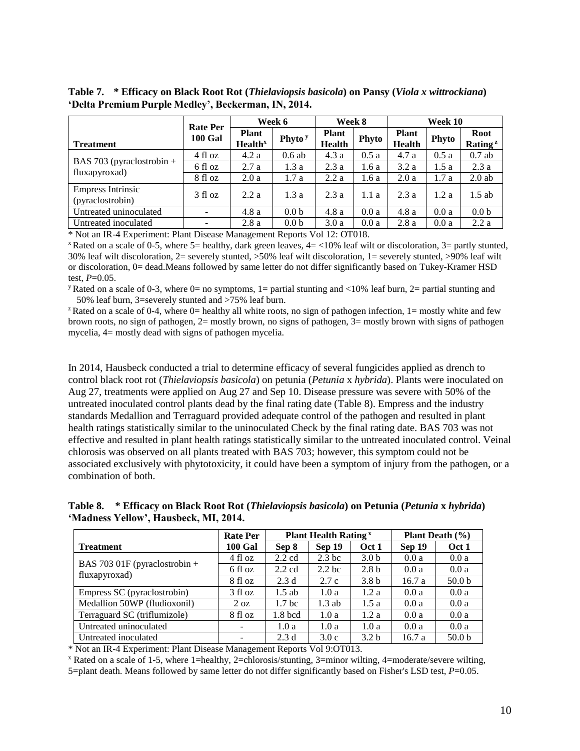**Table 7. \* Efficacy on Black Root Rot (*Thielaviopsis basicola*) on Pansy (*Viola x wittrockiana*) 'Delta Premium Purple Medley', Beckerman, IN, 2014.**

| Treatment | Rate Per 100 Gal | Week 6 | | Week 8 | | Week 10 | | |
|---|---|---|---|---|---|---|---|---|
| | | Plant Health[x] | Phyto[y] | Plant Health | Phyto | Plant Health | Phyto | Root Rating[z] |
| BAS 703 (pyraclostrobin + fluxapyroxad) | 4 fl oz | 4.2 a | 0.6 ab | 4.3 a | 0.5 a | 4.7 a | 0.5 a | 0.7 ab |
| | 6 fl oz | 2.7 a | 1.3 a | 2.3 a | 1.6 a | 3.2 a | 1.5 a | 2.3 a |
| | 8 fl oz | 2.0 a | 1.7 a | 2.2 a | 1.6 a | 2.0 a | 1.7 a | 2.0 ab |
| Empress Intrinsic (pyraclostrobin) | 3 fl oz | 2.2 a | 1.3 a | 2.3 a | 1.1 a | 2.3 a | 1.2 a | 1.5 ab |
| Untreated uninoculated | - | 4.8 a | 0.0 b | 4.8 a | 0.0 a | 4.8 a | 0.0 a | 0.0 b |
| Untreated inoculated | - | 2.8 a | 0.0 b | 3.0 a | 0.0 a | 2.8 a | 0.0 a | 2.2 a |

\* Not an IR-4 Experiment: Plant Disease Management Reports Vol 12: OT018.

[x] Rated on a scale of 0-5, where 5= healthy, dark green leaves, 4= <10% leaf wilt or discoloration, 3= partly stunted, 30% leaf wilt discoloration, 2= severely stunted, >50% leaf wilt discoloration, 1= severely stunted, >90% leaf wilt or discoloration, 0= dead.Means followed by same letter do not differ significantly based on Tukey-Kramer HSD test, $P$=0.05.

[y] Rated on a scale of 0-3, where 0= no symptoms, 1= partial stunting and <10% leaf burn, 2= partial stunting and 50% leaf burn, 3=severely stunted and >75% leaf burn.

[z] Rated on a scale of 0-4, where 0= healthy all white roots, no sign of pathogen infection, 1= mostly white and few brown roots, no sign of pathogen, 2= mostly brown, no signs of pathogen, 3= mostly brown with signs of pathogen mycelia, 4= mostly dead with signs of pathogen mycelia.

In 2014, Hausbeck conducted a trial to determine efficacy of several fungicides applied as drench to control black root rot (*Thielaviopsis basicola*) on petunia (*Petunia* x *hybrida*). Plants were inoculated on Aug 27, treatments were applied on Aug 27 and Sep 10. Disease pressure was severe with 50% of the untreated inoculated control plants dead by the final rating date (Table 8). Empress and the industry standards Medallion and Terraguard provided adequate control of the pathogen and resulted in plant health ratings statistically similar to the uninoculated Check by the final rating date. BAS 703 was not effective and resulted in plant health ratings statistically similar to the untreated inoculated control. Veinal chlorosis was observed on all plants treated with BAS 703; however, this symptom could not be associated exclusively with phytotoxicity, it could have been a symptom of injury from the pathogen, or a combination of both.

**Table 8. \* Efficacy on Black Root Rot (*Thielaviopsis basicola*) on Petunia (*Petunia* x *hybrida*) 'Madness Yellow', Hausbeck, MI, 2014.**

| Treatment | Rate Per 100 Gal | Plant Health Rating[x] | | | Plant Death (%) | |
|---|---|---|---|---|---|---|
| | | Sep 8 | Sep 19 | Oct 1 | Sep 19 | Oct 1 |
| BAS 703 01F (pyraclostrobin + fluxapyroxad) | 4 fl oz | 2.2 cd | 2.3 bc | 3.0 b | 0.0 a | 0.0 a |
| | 6 fl oz | 2.2 cd | 2.2 bc | 2.8 b | 0.0 a | 0.0 a |
| | 8 fl oz | 2.3 d | 2.7 c | 3.8 b | 16.7 a | 50.0 b |
| Empress SC (pyraclostrobin) | 3 fl oz | 1.5 ab | 1.0 a | 1.2 a | 0.0 a | 0.0 a |
| Medallion 50WP (fludioxonil) | 2 oz | 1.7 bc | 1.3 ab | 1.5 a | 0.0 a | 0.0 a |
| Terraguard SC (triflumizole) | 8 fl oz | 1.8 bcd | 1.0 a | 1.2 a | 0.0 a | 0.0 a |
| Untreated uninoculated | - | 1.0 a | 1.0 a | 1.0 a | 0.0 a | 0.0 a |
| Untreated inoculated | - | 2.3 d | 3.0 c | 3.2 b | 16.7 a | 50.0 b |

\* Not an IR-4 Experiment: Plant Disease Management Reports Vol 9:OT013.

[x] Rated on a scale of 1-5, where 1=healthy, 2=chlorosis/stunting, 3=minor wilting, 4=moderate/severe wilting, 5=plant death. Means followed by same letter do not differ significantly based on Fisher's LSD test, $P$=0.05.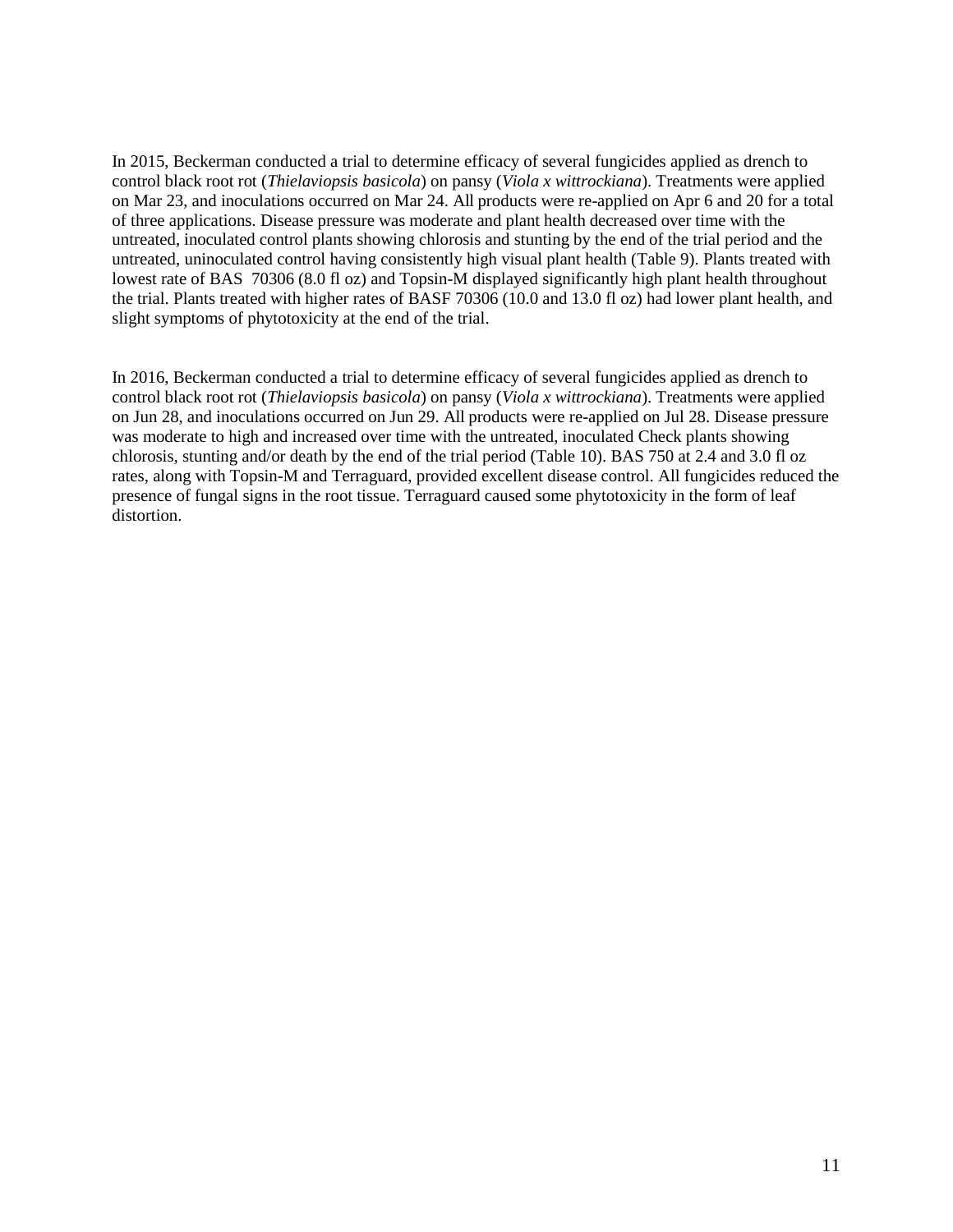In 2015, Beckerman conducted a trial to determine efficacy of several fungicides applied as drench to control black root rot (*Thielaviopsis basicola*) on pansy (*Viola x wittrockiana*). Treatments were applied on Mar 23, and inoculations occurred on Mar 24. All products were re-applied on Apr 6 and 20 for a total of three applications. Disease pressure was moderate and plant health decreased over time with the untreated, inoculated control plants showing chlorosis and stunting by the end of the trial period and the untreated, uninoculated control having consistently high visual plant health (Table 9). Plants treated with lowest rate of BAS  70306 (8.0 fl oz) and Topsin-M displayed significantly high plant health throughout the trial. Plants treated with higher rates of BASF 70306 (10.0 and 13.0 fl oz) had lower plant health, and slight symptoms of phytotoxicity at the end of the trial.

In 2016, Beckerman conducted a trial to determine efficacy of several fungicides applied as drench to control black root rot (*Thielaviopsis basicola*) on pansy (*Viola x wittrockiana*). Treatments were applied on Jun 28, and inoculations occurred on Jun 29. All products were re-applied on Jul 28. Disease pressure was moderate to high and increased over time with the untreated, inoculated Check plants showing chlorosis, stunting and/or death by the end of the trial period (Table 10). BAS 750 at 2.4 and 3.0 fl oz rates, along with Topsin-M and Terraguard, provided excellent disease control. All fungicides reduced the presence of fungal signs in the root tissue. Terraguard caused some phytotoxicity in the form of leaf distortion.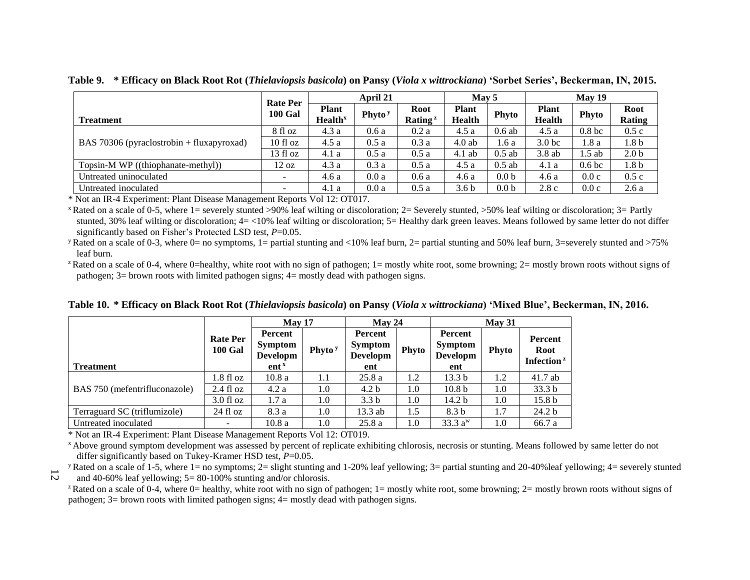**Table 9. * Efficacy on Black Root Rot (*Thielaviopsis basicola*) on Pansy (*Viola x wittrockiana*) 'Sorbet Series', Beckerman, IN, 2015.**

| Treatment | Rate Per 100 Gal | April 21 | | | May 5 | | May 19 | | |
|---|---|---|---|---|---|---|---|---|---|
| | | Plant Health[x] | Phyto[y] | Root Rating[z] | Plant Health | Phyto | Plant Health | Phyto | Root Rating |
| BAS 70306 (pyraclostrobin + fluxapyroxad) | 8 fl oz | 4.3 a | 0.6 a | 0.2 a | 4.5 a | 0.6 ab | 4.5 a | 0.8 bc | 0.5 c |
| | 10 fl oz | 4.5 a | 0.5 a | 0.3 a | 4.0 ab | 1.6 a | 3.0 bc | 1.8 a | 1.8 b |
| | 13 fl oz | 4.1 a | 0.5 a | 0.5 a | 4.1 ab | 0.5 ab | 3.8 ab | 1.5 ab | 2.0 b |
| Topsin-M WP ((thiophanate-methyl)) | 12 oz | 4.3 a | 0.3 a | 0.5 a | 4.5 a | 0.5 ab | 4.1 a | 0.6 bc | 1.8 b |
| Untreated uninoculated | - | 4.6 a | 0.0 a | 0.6 a | 4.6 a | 0.0 b | 4.6 a | 0.0 c | 0.5 c |
| Untreated inoculated | - | 4.1 a | 0.0 a | 0.5 a | 3.6 b | 0.0 b | 2.8 c | 0.0 c | 2.6 a |

\* Not an IR-4 Experiment: Plant Disease Management Reports Vol 12: OT017.

[x] Rated on a scale of 0-5, where 1= severely stunted >90% leaf wilting or discoloration; 2= Severely stunted, >50% leaf wilting or discoloration; 3= Partly stunted, 30% leaf wilting or discoloration; 4= <10% leaf wilting or discoloration; 5= Healthy dark green leaves. Means followed by same letter do not differ significantly based on Fisher's Protected LSD test, *P*=0.05.

[y] Rated on a scale of 0-3, where 0= no symptoms, 1= partial stunting and <10% leaf burn, 2= partial stunting and 50% leaf burn, 3=severely stunted and >75% leaf burn.

[z] Rated on a scale of 0-4, where 0=healthy, white root with no sign of pathogen; 1= mostly white root, some browning; 2= mostly brown roots without signs of pathogen; 3= brown roots with limited pathogen signs; 4= mostly dead with pathogen signs.

**Table 10. * Efficacy on Black Root Rot (*Thielaviopsis basicola*) on Pansy (*Viola x wittrockiana*) 'Mixed Blue', Beckerman, IN, 2016.**

| Treatment | Rate Per 100 Gal | May 17 | | May 24 | | May 31 | | |
|---|---|---|---|---|---|---|---|---|
| | | Percent Symptom Development[x] | Phyto[y] | Percent Symptom Development | Phyto | Percent Symptom Development | Phyto | Percent Root Infection[z] |
| BAS 750 (mefentrifluconazole) | 1.8 fl oz | 10.8 a | 1.1 | 25.8 a | 1.2 | 13.3 b | 1.2 | 41.7 ab |
| | 2.4 fl oz | 4.2 a | 1.0 | 4.2 b | 1.0 | 10.8 b | 1.0 | 33.3 b |
| | 3.0 fl oz | 1.7 a | 1.0 | 3.3 b | 1.0 | 14.2 b | 1.0 | 15.8 b |
| Terraguard SC (triflumizole) | 24 fl oz | 8.3 a | 1.0 | 13.3 ab | 1.5 | 8.3 b | 1.7 | 24.2 b |
| Untreated inoculated | - | 10.8 a | 1.0 | 25.8 a | 1.0 | 33.3 a[w] | 1.0 | 66.7 a |

\* Not an IR-4 Experiment: Plant Disease Management Reports Vol 12: OT019.

[x] Above ground symptom development was assessed by percent of replicate exhibiting chlorosis, necrosis or stunting. Means followed by same letter do not differ significantly based on Tukey-Kramer HSD test, *P*=0.05.

[y] Rated on a scale of 1-5, where 1= no symptoms; 2= slight stunting and 1-20% leaf yellowing; 3= partial stunting and 20-40%leaf yellowing; 4= severely stunted and 40-60% leaf yellowing; 5= 80-100% stunting and/or chlorosis.

[z] Rated on a scale of 0-4, where 0= healthy, white root with no sign of pathogen; 1= mostly white root, some browning; 2= mostly brown roots without signs of pathogen; 3= brown roots with limited pathogen signs; 4= mostly dead with pathogen signs.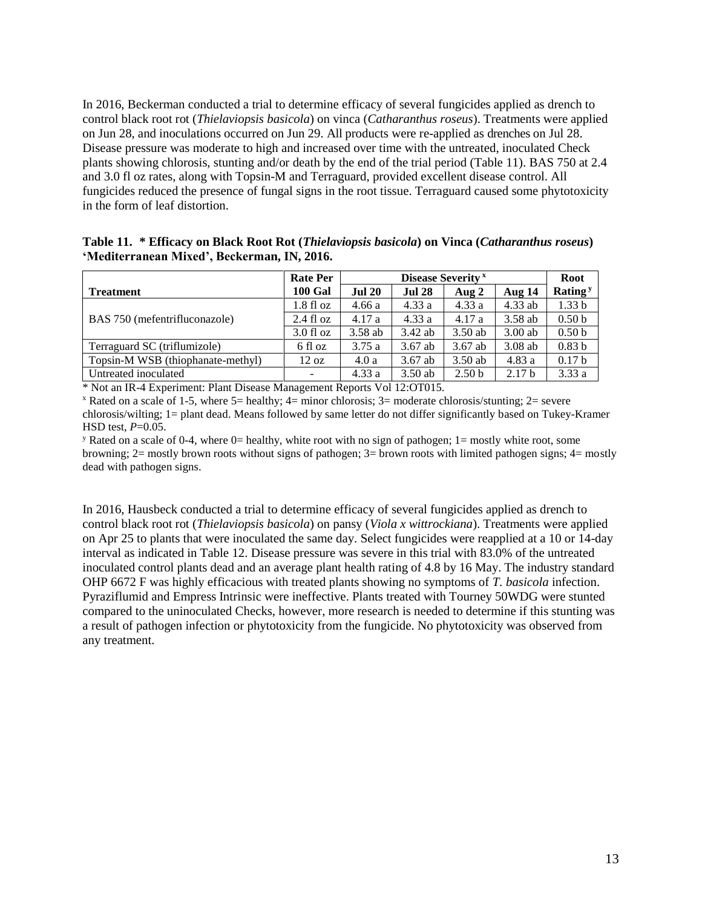In 2016, Beckerman conducted a trial to determine efficacy of several fungicides applied as drench to control black root rot (*Thielaviopsis basicola*) on vinca (*Catharanthus roseus*). Treatments were applied on Jun 28, and inoculations occurred on Jun 29. All products were re-applied as drenches on Jul 28. Disease pressure was moderate to high and increased over time with the untreated, inoculated Check plants showing chlorosis, stunting and/or death by the end of the trial period (Table 11). BAS 750 at 2.4 and 3.0 fl oz rates, along with Topsin-M and Terraguard, provided excellent disease control. All fungicides reduced the presence of fungal signs in the root tissue. Terraguard caused some phytotoxicity in the form of leaf distortion.

**Table 11. * Efficacy on Black Root Rot (*Thielaviopsis basicola*) on Vinca (*Catharanthus roseus*) 'Mediterranean Mixed', Beckerman, IN, 2016.**

| Treatment | Rate Per 100 Gal | Disease Severity [x] | | | | Root Rating [y] |
|---|---|---|---|---|---|---|
| | | Jul 20 | Jul 28 | Aug 2 | Aug 14 | |
| BAS 750 (mefentrifluconazole) | 1.8 fl oz | 4.66 a | 4.33 a | 4.33 a | 4.33 ab | 1.33 b |
| | 2.4 fl oz | 4.17 a | 4.33 a | 4.17 a | 3.58 ab | 0.50 b |
| | 3.0 fl oz | 3.58 ab | 3.42 ab | 3.50 ab | 3.00 ab | 0.50 b |
| Terraguard SC (triflumizole) | 6 fl oz | 3.75 a | 3.67 ab | 3.67 ab | 3.08 ab | 0.83 b |
| Topsin-M WSB (thiophanate-methyl) | 12 oz | 4.0 a | 3.67 ab | 3.50 ab | 4.83 a | 0.17 b |
| Untreated inoculated | - | 4.33 a | 3.50 ab | 2.50 b | 2.17 b | 3.33 a |

* Not an IR-4 Experiment: Plant Disease Management Reports Vol 12:OT015.

[x] Rated on a scale of 1-5, where 5= healthy; 4= minor chlorosis; 3= moderate chlorosis/stunting; 2= severe chlorosis/wilting; 1= plant dead. Means followed by same letter do not differ significantly based on Tukey-Kramer HSD test, $P$=0.05.

[y] Rated on a scale of 0-4, where 0= healthy, white root with no sign of pathogen; 1= mostly white root, some browning; 2= mostly brown roots without signs of pathogen; 3= brown roots with limited pathogen signs; 4= mostly dead with pathogen signs.

In 2016, Hausbeck conducted a trial to determine efficacy of several fungicides applied as drench to control black root rot (*Thielaviopsis basicola*) on pansy (*Viola x wittrockiana*). Treatments were applied on Apr 25 to plants that were inoculated the same day. Select fungicides were reapplied at a 10 or 14-day interval as indicated in Table 12. Disease pressure was severe in this trial with 83.0% of the untreated inoculated control plants dead and an average plant health rating of 4.8 by 16 May. The industry standard OHP 6672 F was highly efficacious with treated plants showing no symptoms of *T. basicola* infection. Pyraziflumid and Empress Intrinsic were ineffective. Plants treated with Tourney 50WDG were stunted compared to the uninoculated Checks, however, more research is needed to determine if this stunting was a result of pathogen infection or phytotoxicity from the fungicide. No phytotoxicity was observed from any treatment.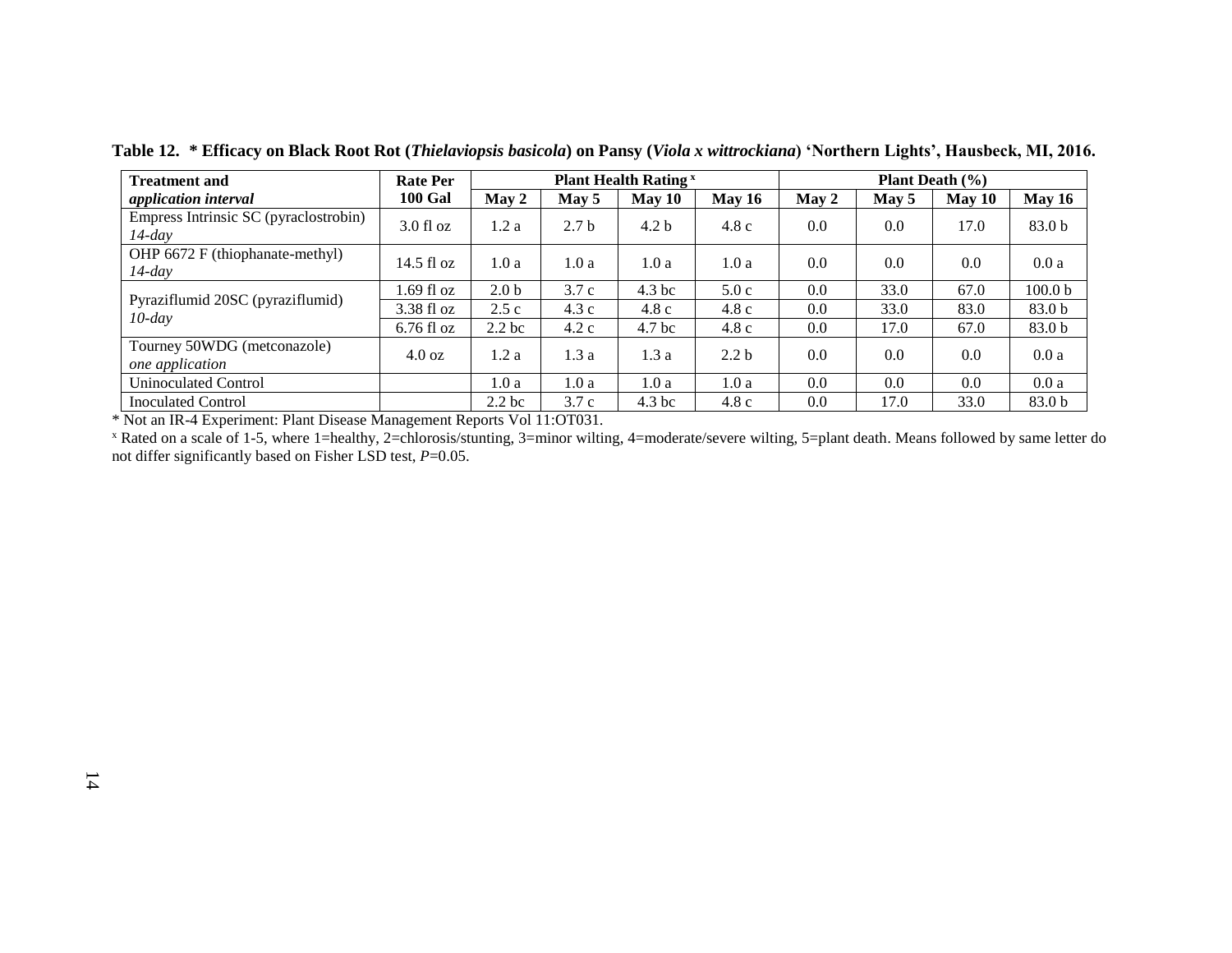**Table 12. * Efficacy on Black Root Rot (*Thielaviopsis basicola*) on Pansy (*Viola x wittrockiana*) 'Northern Lights', Hausbeck, MI, 2016.**

| Treatment and *application interval* | Rate Per 100 Gal | Plant Health Rating [x] | | | | Plant Death (%) | | | |
|---|---|---|---|---|---|---|---|---|---|
| | | May 2 | May 5 | May 10 | May 16 | May 2 | May 5 | May 10 | May 16 |
| Empress Intrinsic SC (pyraclostrobin) *14-day* | 3.0 fl oz | 1.2 a | 2.7 b | 4.2 b | 4.8 c | 0.0 | 0.0 | 17.0 | 83.0 b |
| OHP 6672 F (thiophanate-methyl) *14-day* | 14.5 fl oz | 1.0 a | 1.0 a | 1.0 a | 1.0 a | 0.0 | 0.0 | 0.0 | 0.0 a |
| Pyraziflumid 20SC (pyraziflumid) *10-day* | 1.69 fl oz | 2.0 b | 3.7 c | 4.3 bc | 5.0 c | 0.0 | 33.0 | 67.0 | 100.0 b |
| | 3.38 fl oz | 2.5 c | 4.3 c | 4.8 c | 4.8 c | 0.0 | 33.0 | 83.0 | 83.0 b |
| | 6.76 fl oz | 2.2 bc | 4.2 c | 4.7 bc | 4.8 c | 0.0 | 17.0 | 67.0 | 83.0 b |
| Tourney 50WDG (metconazole) *one application* | 4.0 oz | 1.2 a | 1.3 a | 1.3 a | 2.2 b | 0.0 | 0.0 | 0.0 | 0.0 a |
| Uninoculated Control | | 1.0 a | 1.0 a | 1.0 a | 1.0 a | 0.0 | 0.0 | 0.0 | 0.0 a |
| Inoculated Control | | 2.2 bc | 3.7 c | 4.3 bc | 4.8 c | 0.0 | 17.0 | 33.0 | 83.0 b |

* Not an IR-4 Experiment: Plant Disease Management Reports Vol 11:OT031.

[x] Rated on a scale of 1-5, where 1=healthy, 2=chlorosis/stunting, 3=minor wilting, 4=moderate/severe wilting, 5=plant death. Means followed by same letter do not differ significantly based on Fisher LSD test, *P*=0.05.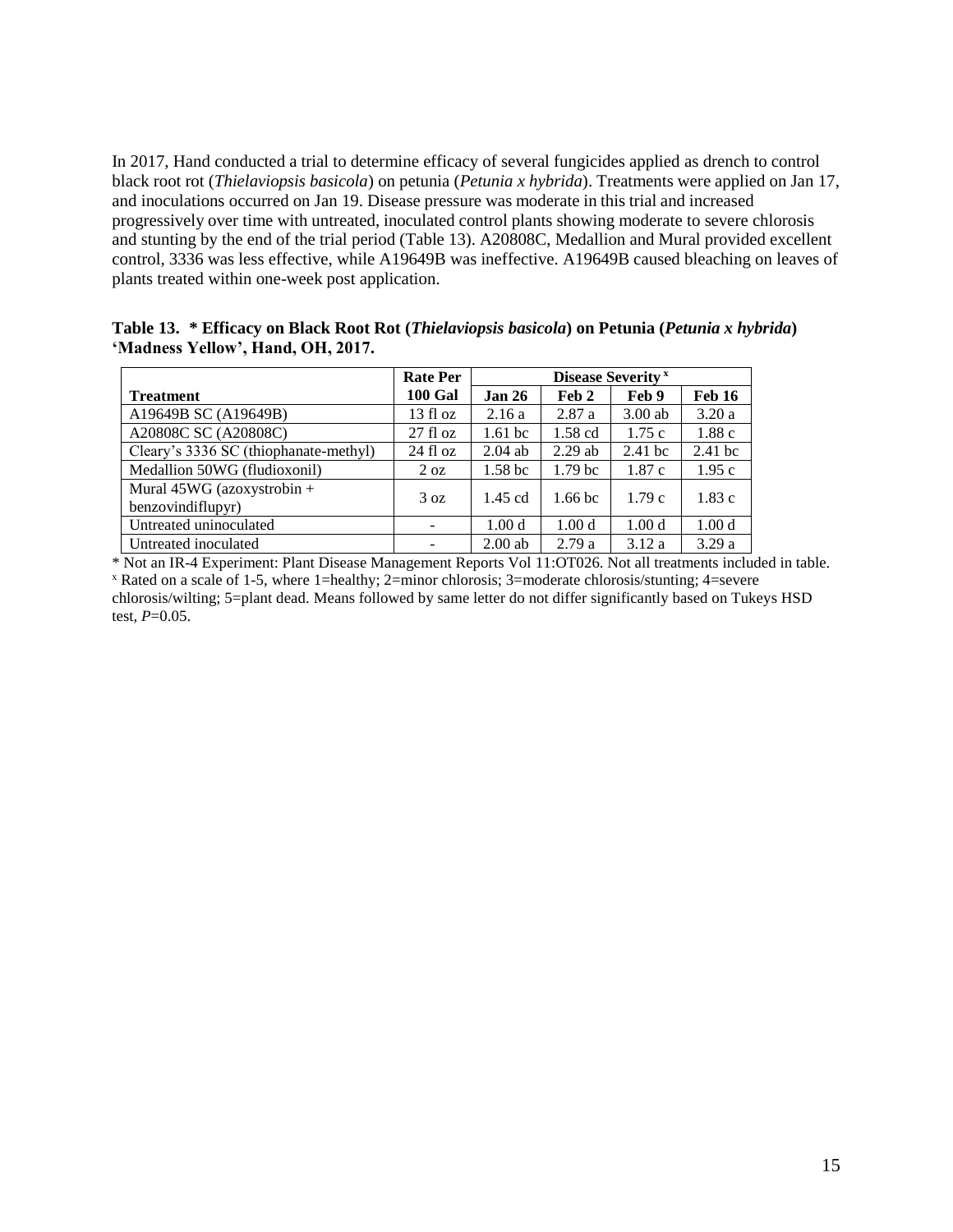In 2017, Hand conducted a trial to determine efficacy of several fungicides applied as drench to control black root rot (*Thielaviopsis basicola*) on petunia (*Petunia x hybrida*). Treatments were applied on Jan 17, and inoculations occurred on Jan 19. Disease pressure was moderate in this trial and increased progressively over time with untreated, inoculated control plants showing moderate to severe chlorosis and stunting by the end of the trial period (Table 13). A20808C, Medallion and Mural provided excellent control, 3336 was less effective, while A19649B was ineffective. A19649B caused bleaching on leaves of plants treated within one-week post application.

**Table 13. \* Efficacy on Black Root Rot (*Thielaviopsis basicola*) on Petunia (*Petunia x hybrida*) 'Madness Yellow', Hand, OH, 2017.**

| Treatment | Rate Per 100 Gal | Disease Severity [x] | | | |
|---|---|---|---|---|---|
| | | Jan 26 | Feb 2 | Feb 9 | Feb 16 |
| A19649B SC (A19649B) | 13 fl oz | 2.16 a | 2.87 a | 3.00 ab | 3.20 a |
| A20808C SC (A20808C) | 27 fl oz | 1.61 bc | 1.58 cd | 1.75 c | 1.88 c |
| Cleary's 3336 SC (thiophanate-methyl) | 24 fl oz | 2.04 ab | 2.29 ab | 2.41 bc | 2.41 bc |
| Medallion 50WG (fludioxonil) | 2 oz | 1.58 bc | 1.79 bc | 1.87 c | 1.95 c |
| Mural 45WG (azoxystrobin + benzovindiflupyr) | 3 oz | 1.45 cd | 1.66 bc | 1.79 c | 1.83 c |
| Untreated uninoculated | - | 1.00 d | 1.00 d | 1.00 d | 1.00 d |
| Untreated inoculated | - | 2.00 ab | 2.79 a | 3.12 a | 3.29 a |

\* Not an IR-4 Experiment: Plant Disease Management Reports Vol 11:OT026. Not all treatments included in table.
[x] Rated on a scale of 1-5, where 1=healthy; 2=minor chlorosis; 3=moderate chlorosis/stunting; 4=severe chlorosis/wilting; 5=plant dead. Means followed by same letter do not differ significantly based on Tukeys HSD test, $P$=0.05.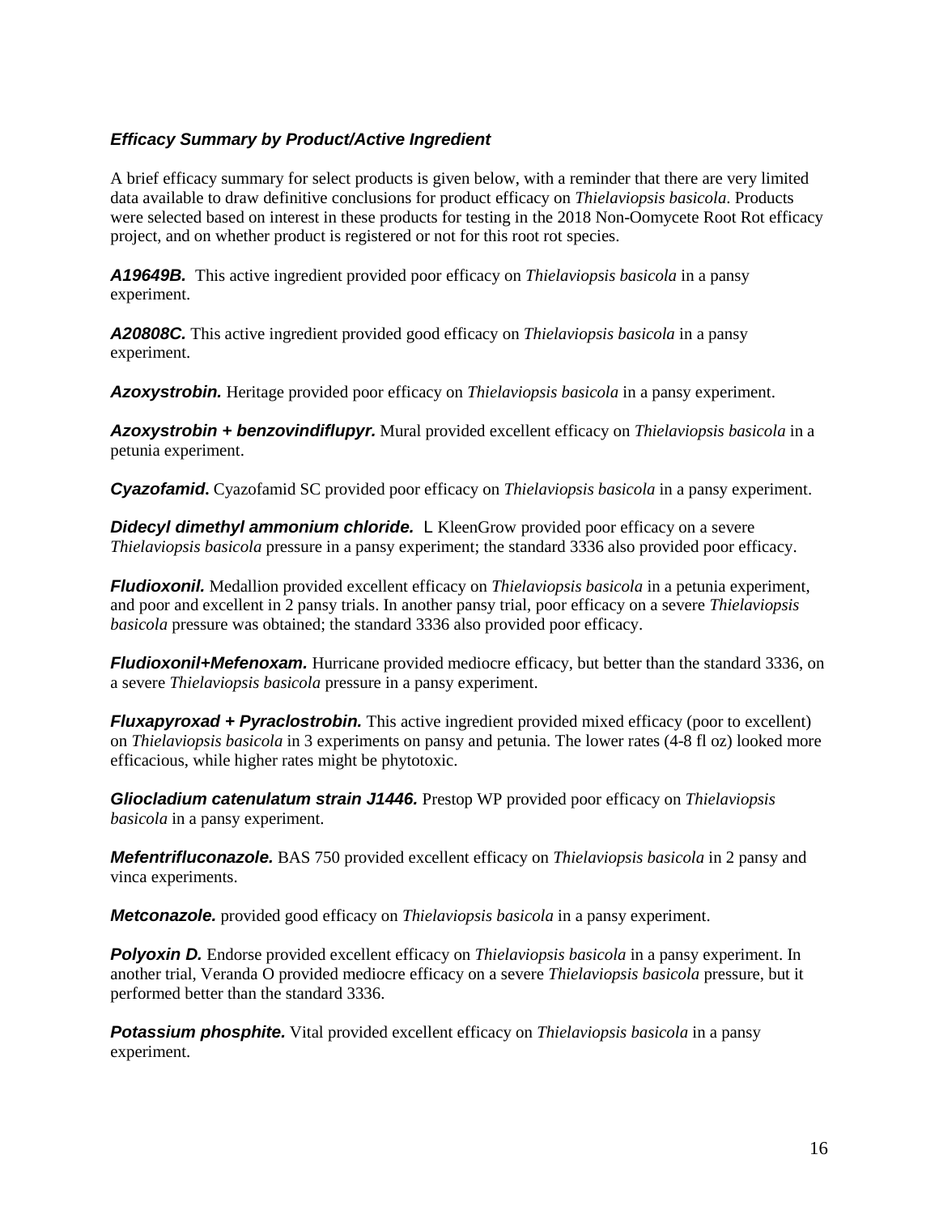### *Efficacy Summary by Product/Active Ingredient*

A brief efficacy summary for select products is given below, with a reminder that there are very limited data available to draw definitive conclusions for product efficacy on *Thielaviopsis basicola*. Products were selected based on interest in these products for testing in the 2018 Non-Oomycete Root Rot efficacy project, and on whether product is registered or not for this root rot species.

***A19649B.*** This active ingredient provided poor efficacy on *Thielaviopsis basicola* in a pansy experiment.

***A20808C.*** This active ingredient provided good efficacy on *Thielaviopsis basicola* in a pansy experiment.

***Azoxystrobin.*** Heritage provided poor efficacy on *Thielaviopsis basicola* in a pansy experiment.

***Azoxystrobin + benzovindiflupyr.*** Mural provided excellent efficacy on *Thielaviopsis basicola* in a petunia experiment.

***Cyazofamid.*** Cyazofamid SC provided poor efficacy on *Thielaviopsis basicola* in a pansy experiment.

***Didecyl dimethyl ammonium chloride.*** L KleenGrow provided poor efficacy on a severe *Thielaviopsis basicola* pressure in a pansy experiment; the standard 3336 also provided poor efficacy.

***Fludioxonil.*** Medallion provided excellent efficacy on *Thielaviopsis basicola* in a petunia experiment, and poor and excellent in 2 pansy trials. In another pansy trial, poor efficacy on a severe *Thielaviopsis basicola* pressure was obtained; the standard 3336 also provided poor efficacy.

***Fludioxonil+Mefenoxam.*** Hurricane provided mediocre efficacy, but better than the standard 3336, on a severe *Thielaviopsis basicola* pressure in a pansy experiment.

***Fluxapyroxad + Pyraclostrobin.*** This active ingredient provided mixed efficacy (poor to excellent) on *Thielaviopsis basicola* in 3 experiments on pansy and petunia. The lower rates (4-8 fl oz) looked more efficacious, while higher rates might be phytotoxic.

***Gliocladium catenulatum strain J1446.*** Prestop WP provided poor efficacy on *Thielaviopsis basicola* in a pansy experiment.

***Mefentrifluconazole.*** BAS 750 provided excellent efficacy on *Thielaviopsis basicola* in 2 pansy and vinca experiments.

***Metconazole.*** provided good efficacy on *Thielaviopsis basicola* in a pansy experiment.

***Polyoxin D.*** Endorse provided excellent efficacy on *Thielaviopsis basicola* in a pansy experiment. In another trial, Veranda O provided mediocre efficacy on a severe *Thielaviopsis basicola* pressure, but it performed better than the standard 3336.

***Potassium phosphite.*** Vital provided excellent efficacy on *Thielaviopsis basicola* in a pansy experiment.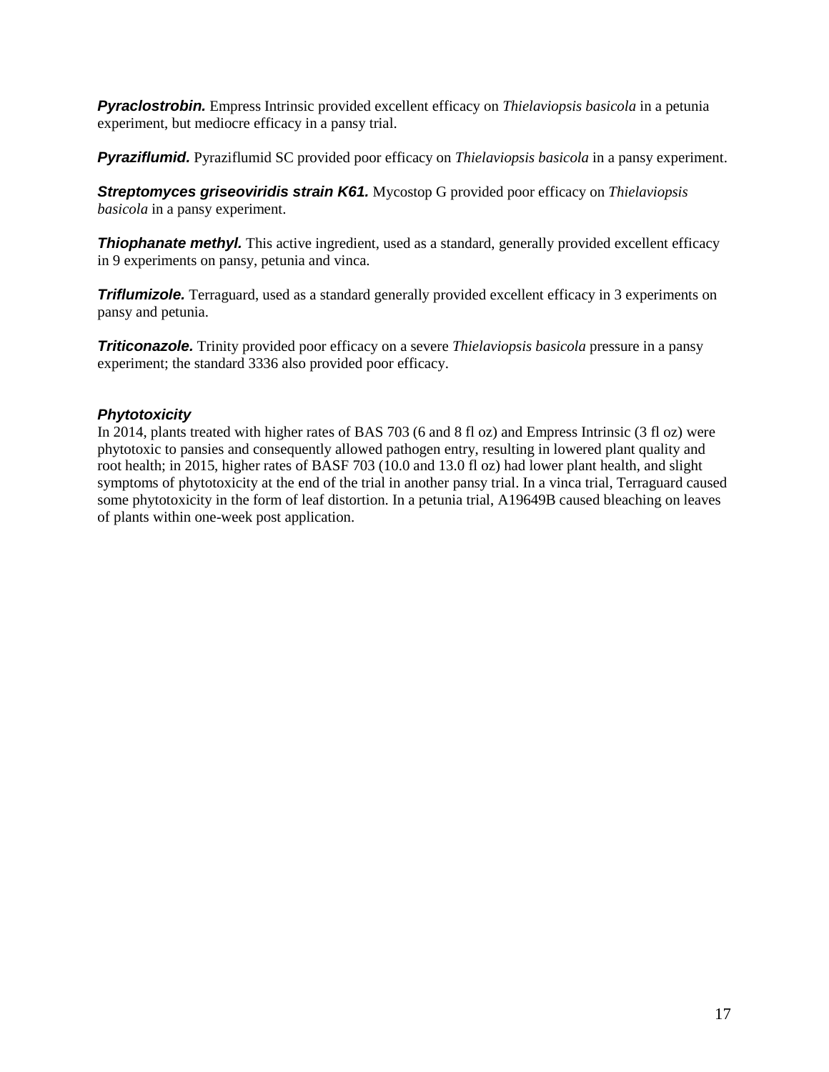***Pyraclostrobin.*** Empress Intrinsic provided excellent efficacy on *Thielaviopsis basicola* in a petunia experiment, but mediocre efficacy in a pansy trial.

***Pyraziflumid.*** Pyraziflumid SC provided poor efficacy on *Thielaviopsis basicola* in a pansy experiment.

***Streptomyces griseoviridis strain K61.*** Mycostop G provided poor efficacy on *Thielaviopsis basicola* in a pansy experiment.

***Thiophanate methyl.*** This active ingredient, used as a standard, generally provided excellent efficacy in 9 experiments on pansy, petunia and vinca.

***Triflumizole.*** Terraguard, used as a standard generally provided excellent efficacy in 3 experiments on pansy and petunia.

***Triticonazole.*** Trinity provided poor efficacy on a severe *Thielaviopsis basicola* pressure in a pansy experiment; the standard 3336 also provided poor efficacy.

### *Phytotoxicity*

In 2014, plants treated with higher rates of BAS 703 (6 and 8 fl oz) and Empress Intrinsic (3 fl oz) were phytotoxic to pansies and consequently allowed pathogen entry, resulting in lowered plant quality and root health; in 2015, higher rates of BASF 703 (10.0 and 13.0 fl oz) had lower plant health, and slight symptoms of phytotoxicity at the end of the trial in another pansy trial. In a vinca trial, Terraguard caused some phytotoxicity in the form of leaf distortion. In a petunia trial, A19649B caused bleaching on leaves of plants within one-week post application.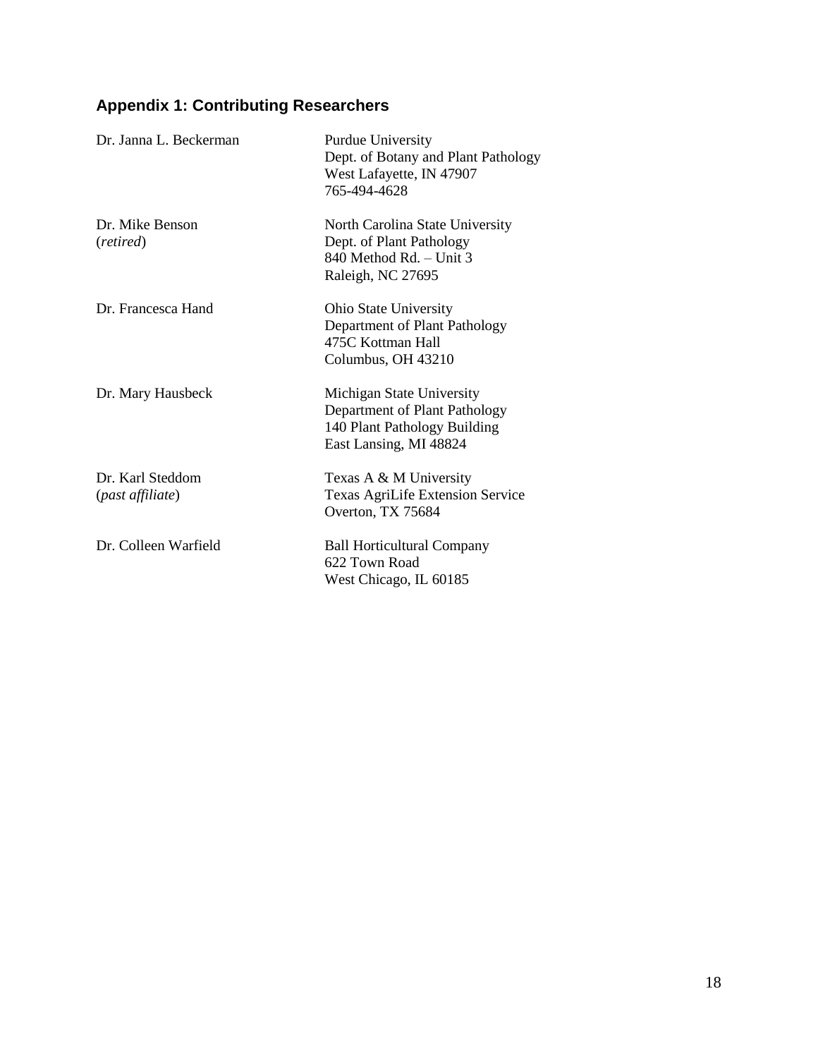## Appendix 1: Contributing Researchers

| | |
|---|---|
| Dr. Janna L. Beckerman | Purdue University<br>Dept. of Botany and Plant Pathology<br>West Lafayette, IN 47907<br>765-494-4628 |
| Dr. Mike Benson<br>(*retired*) | North Carolina State University<br>Dept. of Plant Pathology<br>840 Method Rd. – Unit 3<br>Raleigh, NC 27695 |
| Dr. Francesca Hand | Ohio State University<br>Department of Plant Pathology<br>475C Kottman Hall<br>Columbus, OH 43210 |
| Dr. Mary Hausbeck | Michigan State University<br>Department of Plant Pathology<br>140 Plant Pathology Building<br>East Lansing, MI 48824 |
| Dr. Karl Steddom<br>(*past affiliate*) | Texas A & M University<br>Texas AgriLife Extension Service<br>Overton, TX 75684 |
| Dr. Colleen Warfield | Ball Horticultural Company<br>622 Town Road<br>West Chicago, IL 60185 |